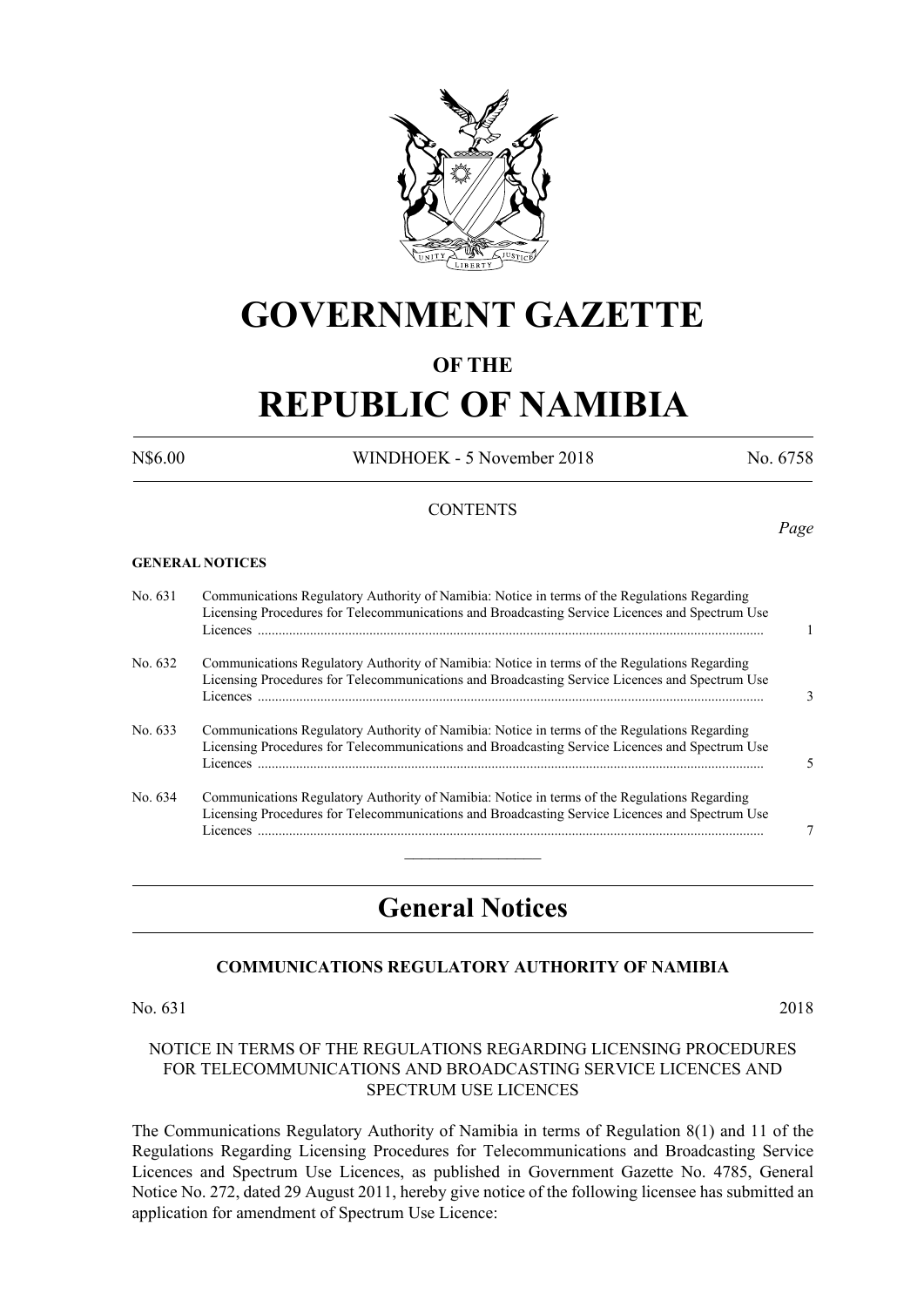# GOVERNMENT GAZETTE

## OF THE

# REPUBLIC OF NAMIBIA

N$6.00 WINDHOEK - 5 November 2018 No. 6758

CONTENTS

*Page*

**GENERAL NOTICES**

| | | |
|---|---|---|
| No. 631 | Communications Regulatory Authority of Namibia: Notice in terms of the Regulations Regarding Licensing Procedures for Telecommunications and Broadcasting Service Licences and Spectrum Use Licences | 1 |
| No. 632 | Communications Regulatory Authority of Namibia: Notice in terms of the Regulations Regarding Licensing Procedures for Telecommunications and Broadcasting Service Licences and Spectrum Use Licences | 3 |
| No. 633 | Communications Regulatory Authority of Namibia: Notice in terms of the Regulations Regarding Licensing Procedures for Telecommunications and Broadcasting Service Licences and Spectrum Use Licences | 5 |
| No. 634 | Communications Regulatory Authority of Namibia: Notice in terms of the Regulations Regarding Licensing Procedures for Telecommunications and Broadcasting Service Licences and Spectrum Use Licences | 7 |

## General Notices

### COMMUNICATIONS REGULATORY AUTHORITY OF NAMIBIA

No. 631 2018

NOTICE IN TERMS OF THE REGULATIONS REGARDING LICENSING PROCEDURES FOR TELECOMMUNICATIONS AND BROADCASTING SERVICE LICENCES AND SPECTRUM USE LICENCES

The Communications Regulatory Authority of Namibia in terms of Regulation 8(1) and 11 of the Regulations Regarding Licensing Procedures for Telecommunications and Broadcasting Service Licences and Spectrum Use Licences, as published in Government Gazette No. 4785, General Notice No. 272, dated 29 August 2011, hereby give notice of the following licensee has submitted an application for amendment of Spectrum Use Licence: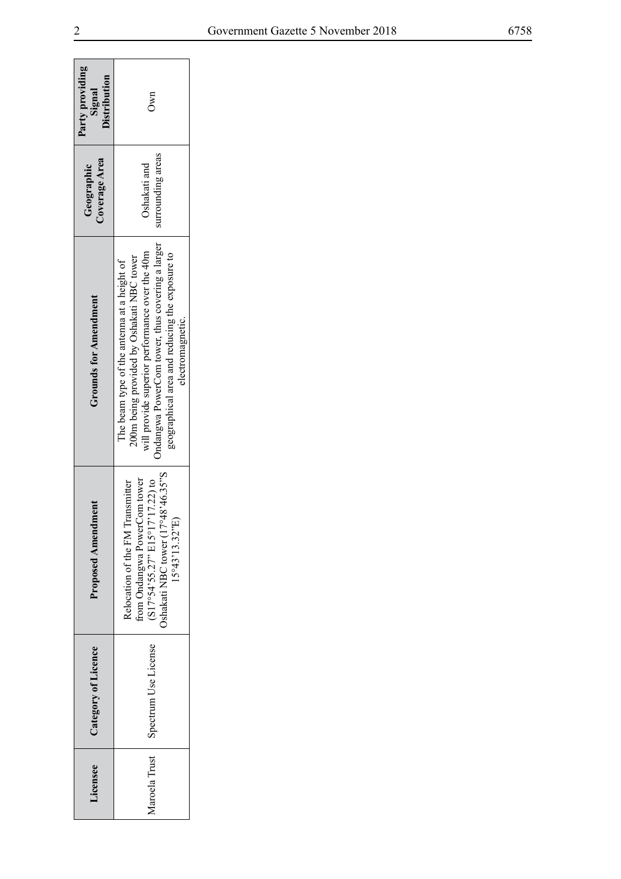| Licensee | Category of Licence | Proposed Amendment | Grounds for Amendment | Geographic Coverage Area | Party providing Signal Distribution |
|---|---|---|---|---|---|
| Maroela Trust | Spectrum Use License | Relocation of the FM Transmitter from Ondangwa PowerCom tower (S17°54'55.27" E15°17'17.22) to Oshakati NBC tower (17°48'46.35"S 15°43'13.32"E) | The beam type of the antenna at a height of 200m being provided by Oshakati NBC tower will provide superior performance over the 40m Ondangwa PowerCom tower, thus covering a larger geographical area and reducing the exposure to electromagnetic. | Oshakati and surrounding areas | Own |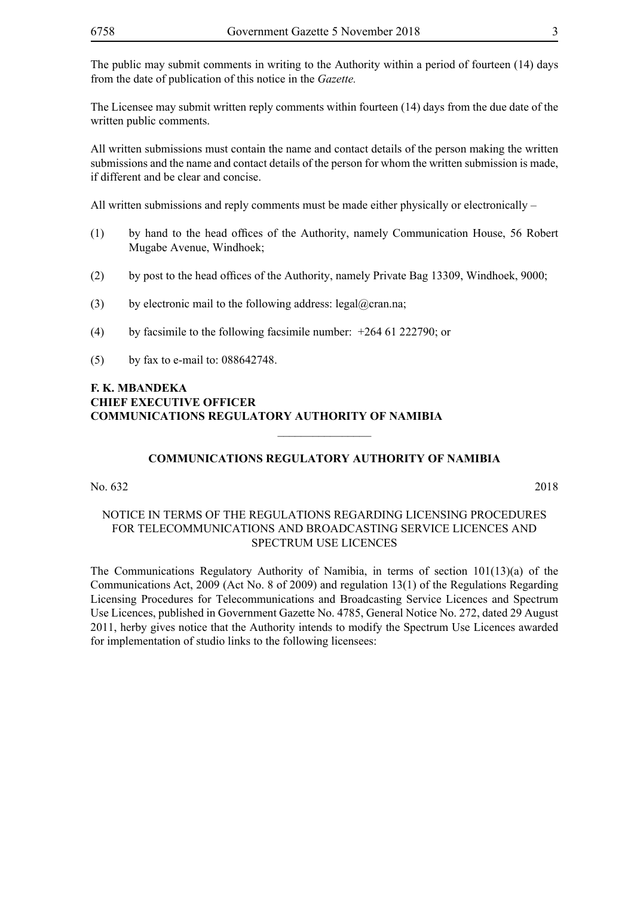The public may submit comments in writing to the Authority within a period of fourteen (14) days from the date of publication of this notice in the *Gazette.*

The Licensee may submit written reply comments within fourteen (14) days from the due date of the written public comments.

All written submissions must contain the name and contact details of the person making the written submissions and the name and contact details of the person for whom the written submission is made, if different and be clear and concise.

All written submissions and reply comments must be made either physically or electronically –

(1) by hand to the head offices of the Authority, namely Communication House, 56 Robert Mugabe Avenue, Windhoek;

(2) by post to the head offices of the Authority, namely Private Bag 13309, Windhoek, 9000;

(3) by electronic mail to the following address: legal@cran.na;

(4) by facsimile to the following facsimile number: +264 61 222790; or

(5) by fax to e-mail to: 088642748.

**F. K. MBANDEKA**
**CHIEF EXECUTIVE OFFICER**
**COMMUNICATIONS REGULATORY AUTHORITY OF NAMIBIA**

---

**COMMUNICATIONS REGULATORY AUTHORITY OF NAMIBIA**

No. 632 2018

NOTICE IN TERMS OF THE REGULATIONS REGARDING LICENSING PROCEDURES FOR TELECOMMUNICATIONS AND BROADCASTING SERVICE LICENCES AND SPECTRUM USE LICENCES

The Communications Regulatory Authority of Namibia, in terms of section 101(13)(a) of the Communications Act, 2009 (Act No. 8 of 2009) and regulation 13(1) of the Regulations Regarding Licensing Procedures for Telecommunications and Broadcasting Service Licences and Spectrum Use Licences, published in Government Gazette No. 4785, General Notice No. 272, dated 29 August 2011, herby gives notice that the Authority intends to modify the Spectrum Use Licences awarded for implementation of studio links to the following licensees: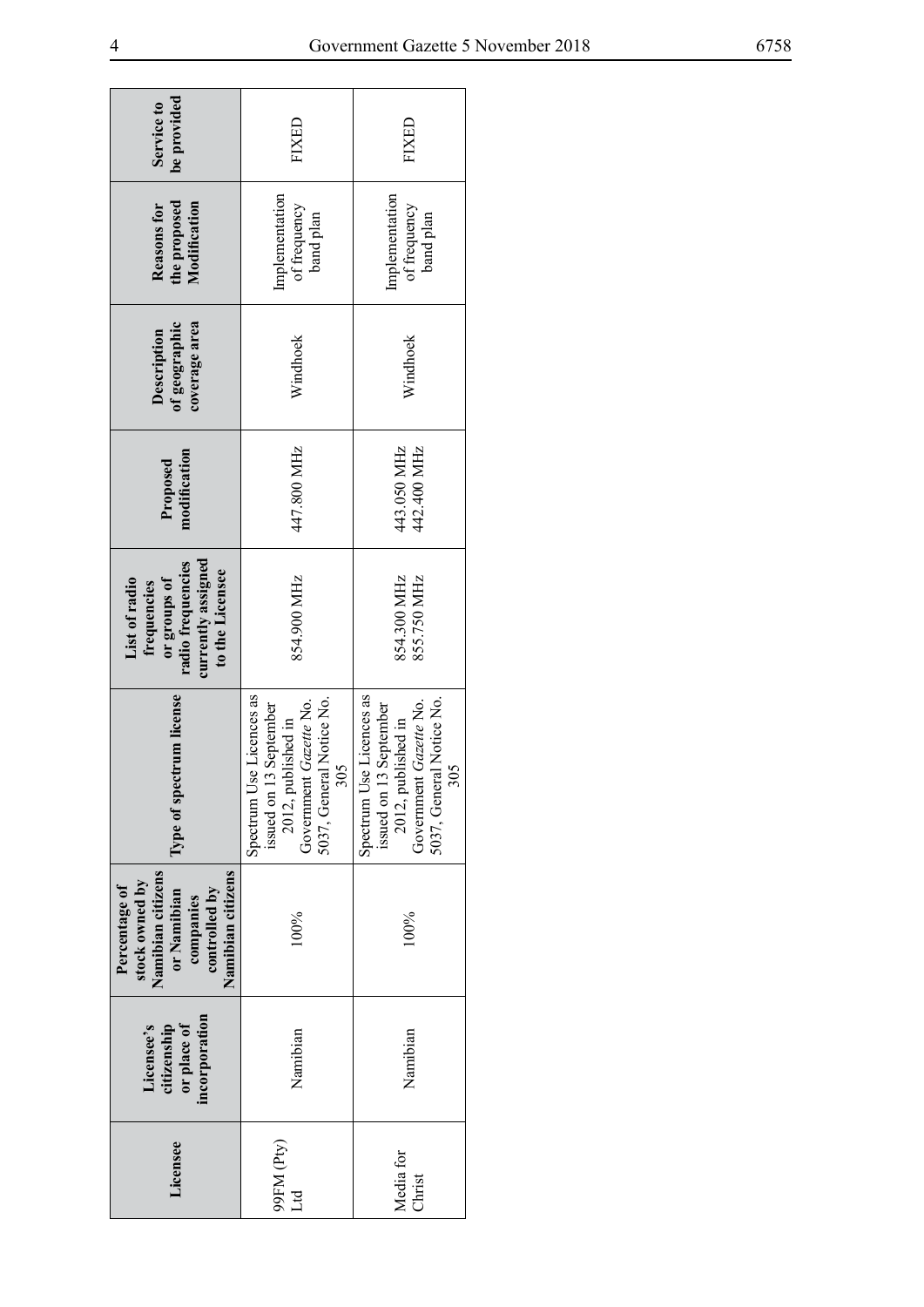| Licensee | Licensee's citizenship or place of incorporation | Percentage of stock owned by Namibian citizens or Namibian companies controlled by Namibian citizens | Type of spectrum license | List of radio frequencies or groups of radio frequencies currently assigned to the Licensee | Proposed modification | Description of geographic coverage area | Reasons for the proposed Modification | Service to be provided |
|---|---|---|---|---|---|---|---|---|
| 99FM (Pty) Ltd | Namibian | 100% | Spectrum Use Licences as issued on 13 September 2012, published in Government *Gazette* No. 5037, General Notice No. 305 | 854.900 MHz | 447.800 MHz | Windhoek | Implementation of frequency band plan | FIXED |
| Media for Christ | Namibian | 100% | Spectrum Use Licences as issued on 13 September 2012, published in Government *Gazette* No. 5037, General Notice No. 305 | 854.300 MHz<br>855.750 MHz | 443.050 MHz<br>442.400 MHz | Windhoek | Implementation of frequency band plan | FIXED |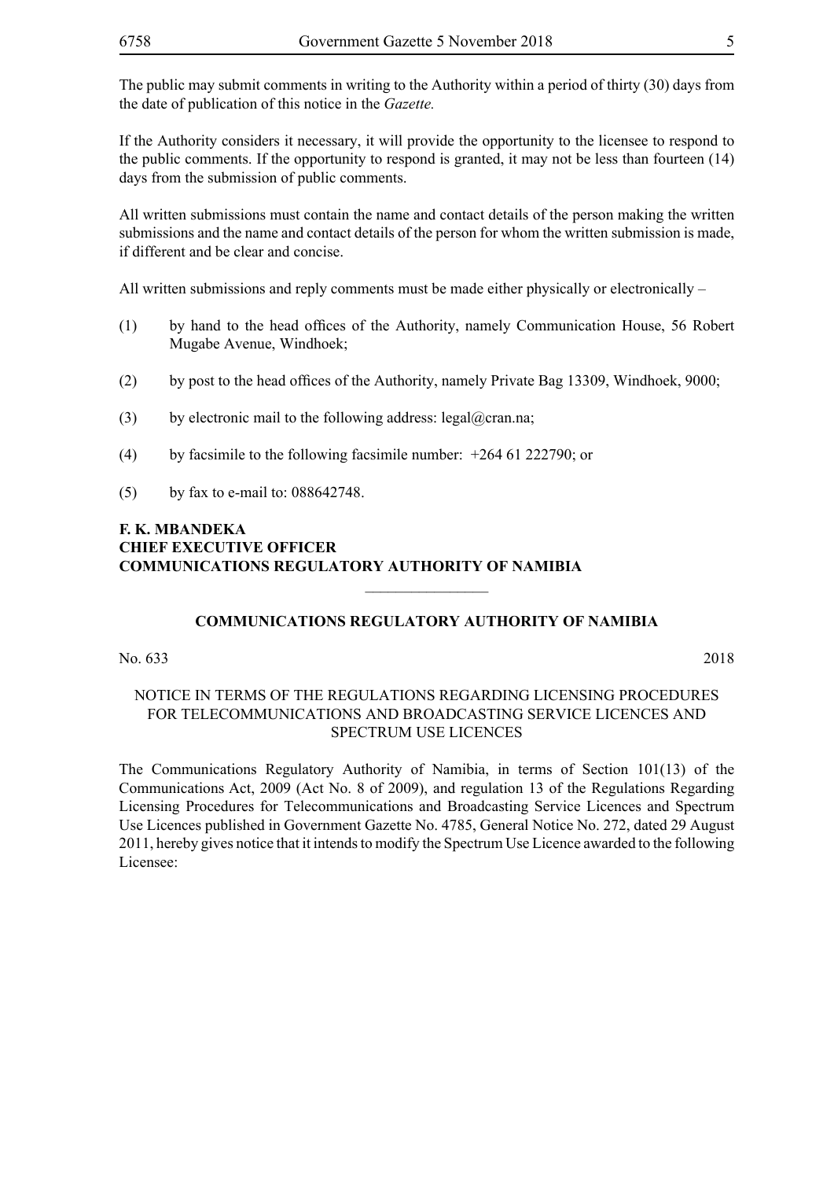The public may submit comments in writing to the Authority within a period of thirty (30) days from the date of publication of this notice in the *Gazette.*

If the Authority considers it necessary, it will provide the opportunity to the licensee to respond to the public comments. If the opportunity to respond is granted, it may not be less than fourteen (14) days from the submission of public comments.

All written submissions must contain the name and contact details of the person making the written submissions and the name and contact details of the person for whom the written submission is made, if different and be clear and concise.

All written submissions and reply comments must be made either physically or electronically –

(1) by hand to the head offices of the Authority, namely Communication House, 56 Robert Mugabe Avenue, Windhoek;

(2) by post to the head offices of the Authority, namely Private Bag 13309, Windhoek, 9000;

(3) by electronic mail to the following address: legal@cran.na;

(4) by facsimile to the following facsimile number: +264 61 222790; or

(5) by fax to e-mail to: 088642748.

**F. K. MBANDEKA**
**CHIEF EXECUTIVE OFFICER**
**COMMUNICATIONS REGULATORY AUTHORITY OF NAMIBIA**

---

## COMMUNICATIONS REGULATORY AUTHORITY OF NAMIBIA

No. 633 2018

NOTICE IN TERMS OF THE REGULATIONS REGARDING LICENSING PROCEDURES FOR TELECOMMUNICATIONS AND BROADCASTING SERVICE LICENCES AND SPECTRUM USE LICENCES

The Communications Regulatory Authority of Namibia, in terms of Section 101(13) of the Communications Act, 2009 (Act No. 8 of 2009), and regulation 13 of the Regulations Regarding Licensing Procedures for Telecommunications and Broadcasting Service Licences and Spectrum Use Licences published in Government Gazette No. 4785, General Notice No. 272, dated 29 August 2011, hereby gives notice that it intends to modify the Spectrum Use Licence awarded to the following Licensee: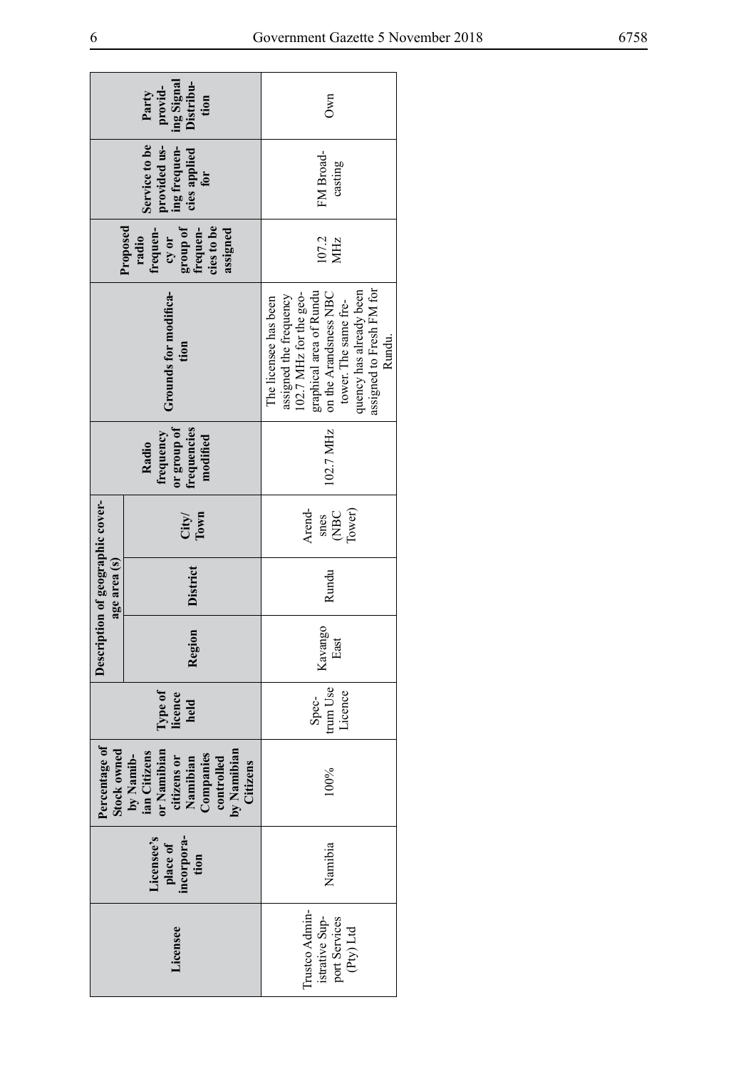| Licensee | Licensee's place of incorporation | Percentage of Stock owned by Namibian Citizens or Namibian citizens or Namibian Companies controlled by Namibian Citizens | Type of licence held | Description of geographic coverage area (s) | | | Radio frequency or group of frequencies modified | Grounds for modification | Proposed radio frequency or group of frequencies to be assigned | Service to be provided using frequencies applied for | Party providing Signal Distribution |
|---|---|---|---|---|---|---|---|---|---|---|---|
| | | | | Region | District | City/ Town | | | | | |
| Trustco Administrative Support Services (Pty) Ltd | Namibia | 100% | Spectrum Use Licence | Kavango East | Rundu | Arendsnes (NBC Tower) | 102.7 MHz | The licensee has been assigned the frequency 102.7 MHz for the geographical area of Rundu on the Arandsness NBC tower. The same frequency has already been assigned to Fresh FM for Rundu. | 107.2 MHz | FM Broadcasting | Own |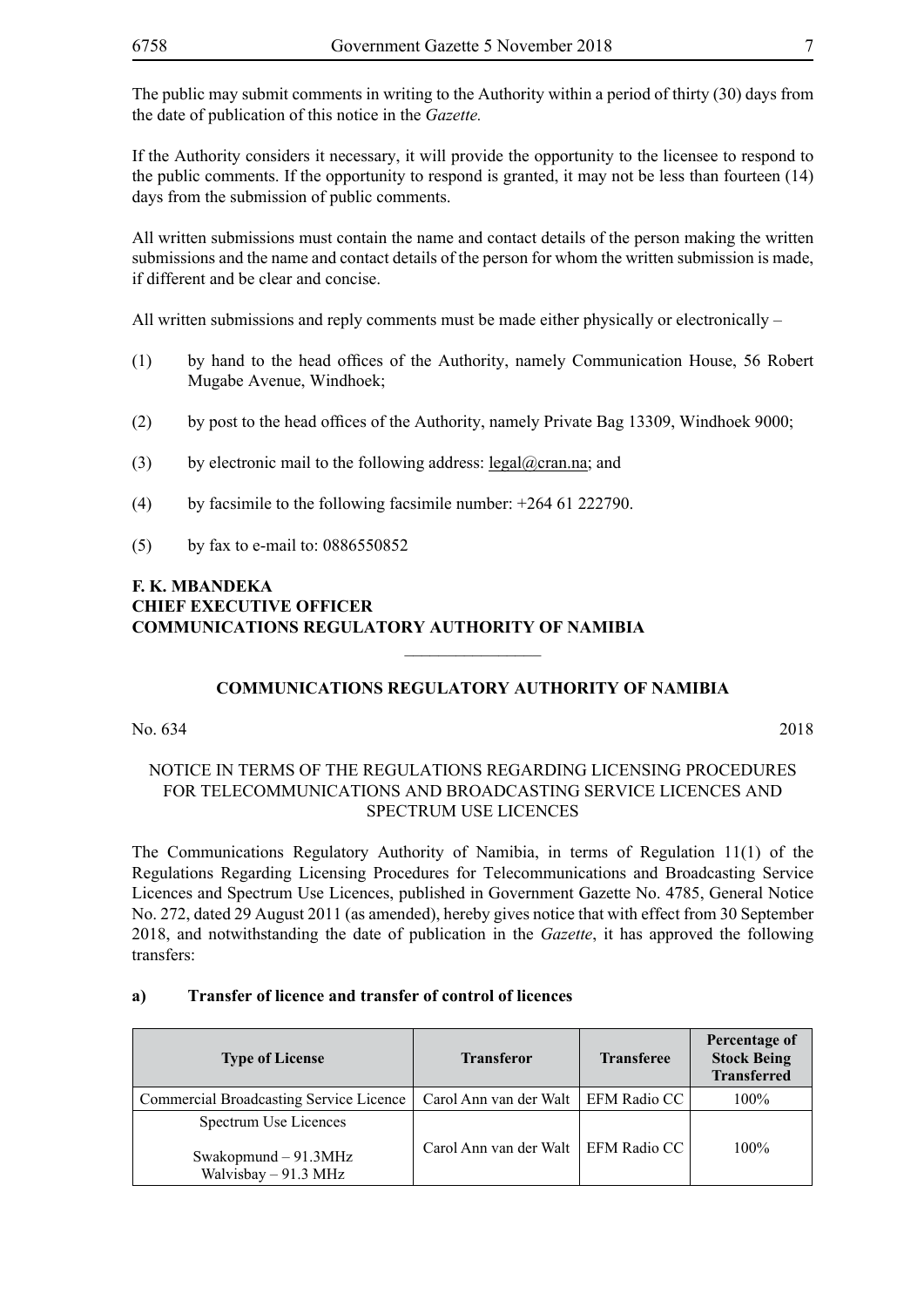The public may submit comments in writing to the Authority within a period of thirty (30) days from the date of publication of this notice in the *Gazette.*

If the Authority considers it necessary, it will provide the opportunity to the licensee to respond to the public comments. If the opportunity to respond is granted, it may not be less than fourteen (14) days from the submission of public comments.

All written submissions must contain the name and contact details of the person making the written submissions and the name and contact details of the person for whom the written submission is made, if different and be clear and concise.

All written submissions and reply comments must be made either physically or electronically –

(1) by hand to the head offices of the Authority, namely Communication House, 56 Robert Mugabe Avenue, Windhoek;

(2) by post to the head offices of the Authority, namely Private Bag 13309, Windhoek 9000;

(3) by electronic mail to the following address: legal@cran.na; and

(4) by facsimile to the following facsimile number: +264 61 222790.

(5) by fax to e-mail to: 0886550852

**F. K. MBANDEKA**
**CHIEF EXECUTIVE OFFICER**
**COMMUNICATIONS REGULATORY AUTHORITY OF NAMIBIA**

---

## COMMUNICATIONS REGULATORY AUTHORITY OF NAMIBIA

No. 634 2018

NOTICE IN TERMS OF THE REGULATIONS REGARDING LICENSING PROCEDURES FOR TELECOMMUNICATIONS AND BROADCASTING SERVICE LICENCES AND SPECTRUM USE LICENCES

The Communications Regulatory Authority of Namibia, in terms of Regulation 11(1) of the Regulations Regarding Licensing Procedures for Telecommunications and Broadcasting Service Licences and Spectrum Use Licences, published in Government Gazette No. 4785, General Notice No. 272, dated 29 August 2011 (as amended), hereby gives notice that with effect from 30 September 2018, and notwithstanding the date of publication in the *Gazette*, it has approved the following transfers:

**a) Transfer of licence and transfer of control of licences**

| Type of License | Transferor | Transferee | Percentage of Stock Being Transferred |
|---|---|---|---|
| Commercial Broadcasting Service Licence | Carol Ann van der Walt | EFM Radio CC | 100% |
| Spectrum Use Licences<br><br>Swakopmund – 91.3MHz<br>Walvisbay – 91.3 MHz | Carol Ann van der Walt | EFM Radio CC | 100% |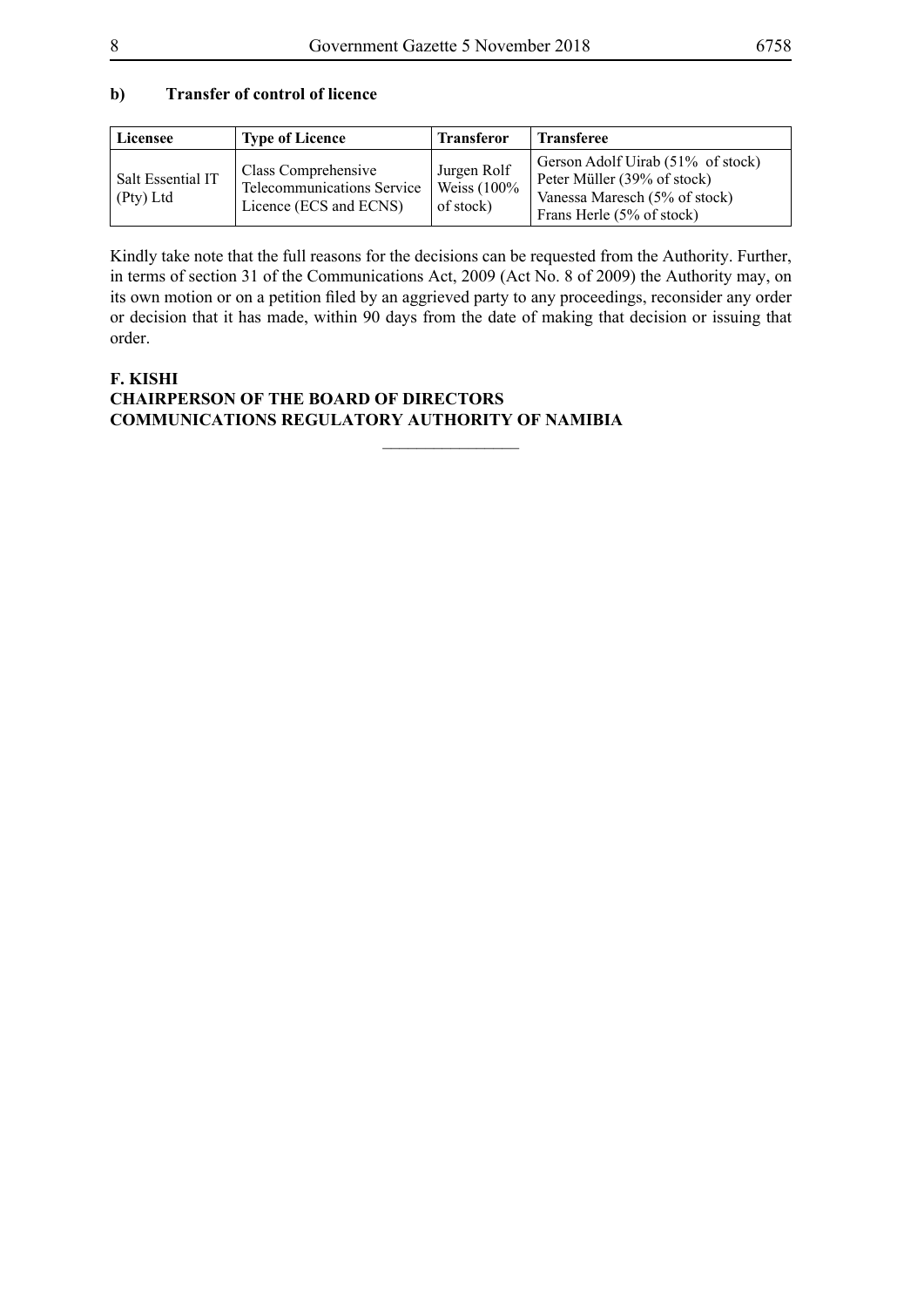**b) Transfer of control of licence**

| Licensee | Type of Licence | Transferor | Transferee |
|---|---|---|---|
| Salt Essential IT (Pty) Ltd | Class Comprehensive Telecommunications Service Licence (ECS and ECNS) | Jurgen Rolf Weiss (100% of stock) | Gerson Adolf Uirab (51% of stock)<br>Peter Müller (39% of stock)<br>Vanessa Maresch (5% of stock)<br>Frans Herle (5% of stock) |

Kindly take note that the full reasons for the decisions can be requested from the Authority. Further, in terms of section 31 of the Communications Act, 2009 (Act No. 8 of 2009) the Authority may, on its own motion or on a petition filed by an aggrieved party to any proceedings, reconsider any order or decision that it has made, within 90 days from the date of making that decision or issuing that order.

**F. KISHI**
**CHAIRPERSON OF THE BOARD OF DIRECTORS**
**COMMUNICATIONS REGULATORY AUTHORITY OF NAMIBIA**